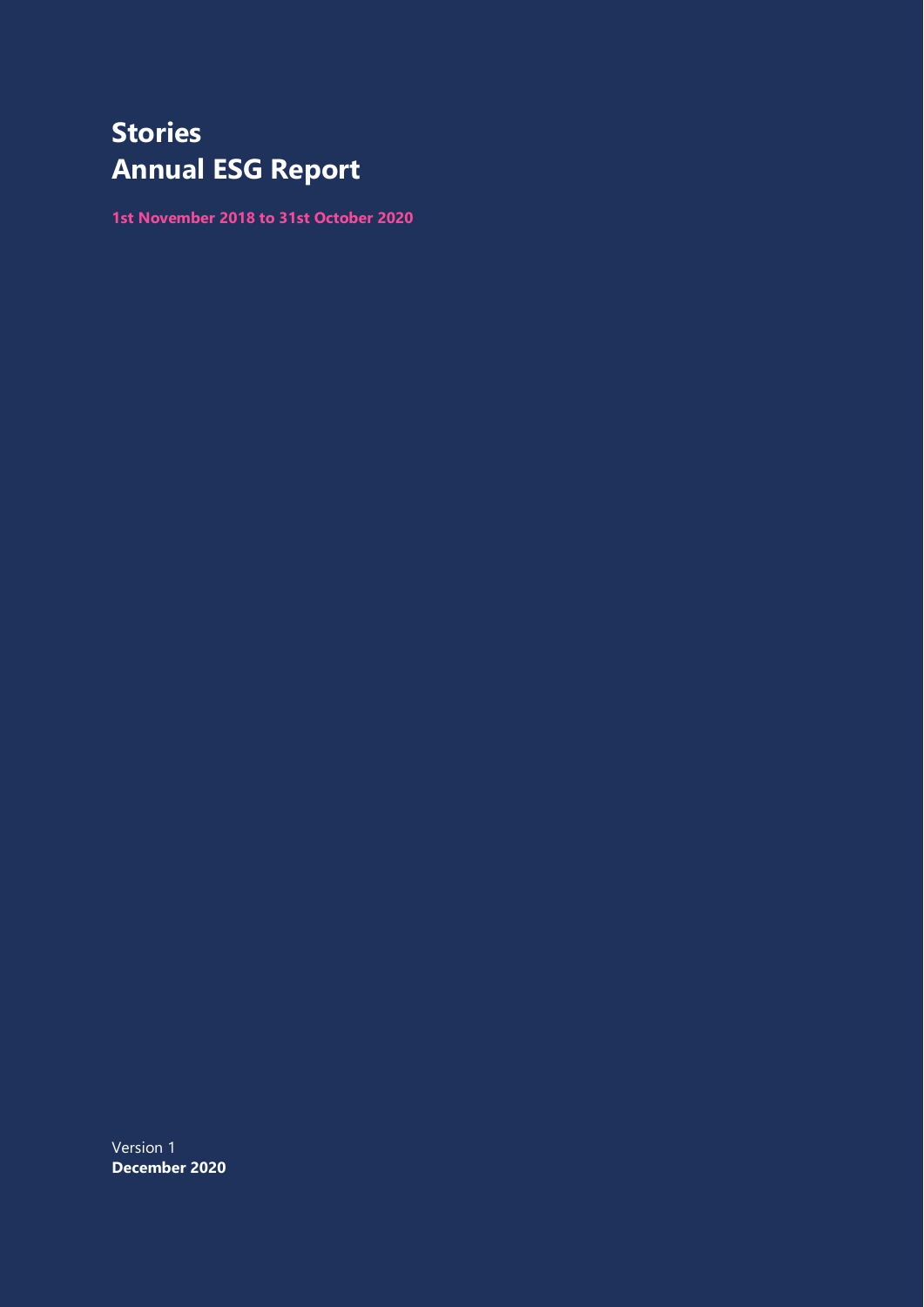# Stories
# Annual ESG Report

**1st November 2018 to 31st October 2020**

Version 1
**December 2020**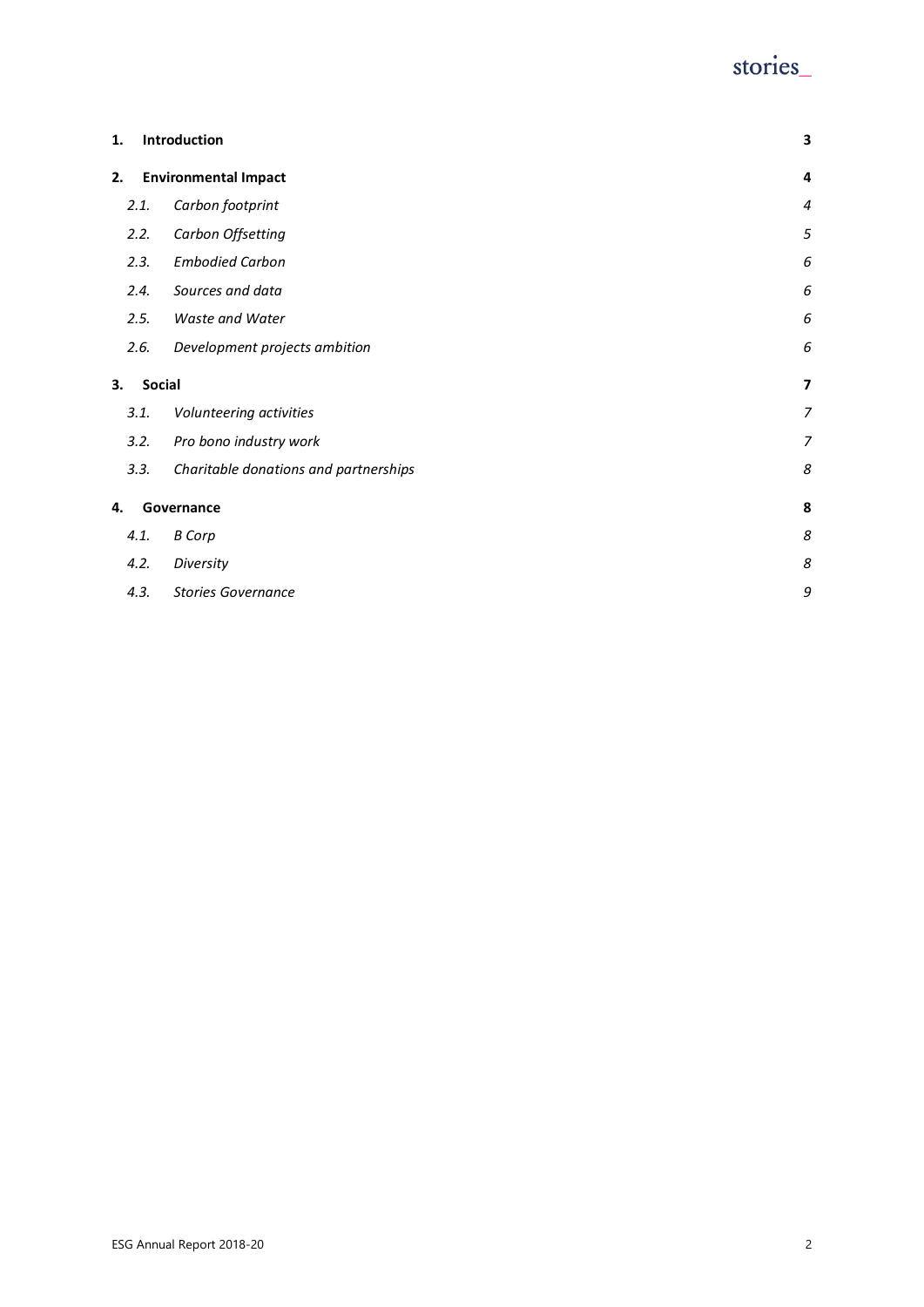| | | |
|---|---|---|
| **1.** | **Introduction** | **3** |
| **2.** | **Environmental Impact** | **4** |
| *2.1.* | *Carbon footprint* | *4* |
| *2.2.* | *Carbon Offsetting* | *5* |
| *2.3.* | *Embodied Carbon* | *6* |
| *2.4.* | *Sources and data* | *6* |
| *2.5.* | *Waste and Water* | *6* |
| *2.6.* | *Development projects ambition* | *6* |
| **3.** | **Social** | **7** |
| *3.1.* | *Volunteering activities* | *7* |
| *3.2.* | *Pro bono industry work* | *7* |
| *3.3.* | *Charitable donations and partnerships* | *8* |
| **4.** | **Governance** | **8** |
| *4.1.* | *B Corp* | *8* |
| *4.2.* | *Diversity* | *8* |
| *4.3.* | *Stories Governance* | *9* |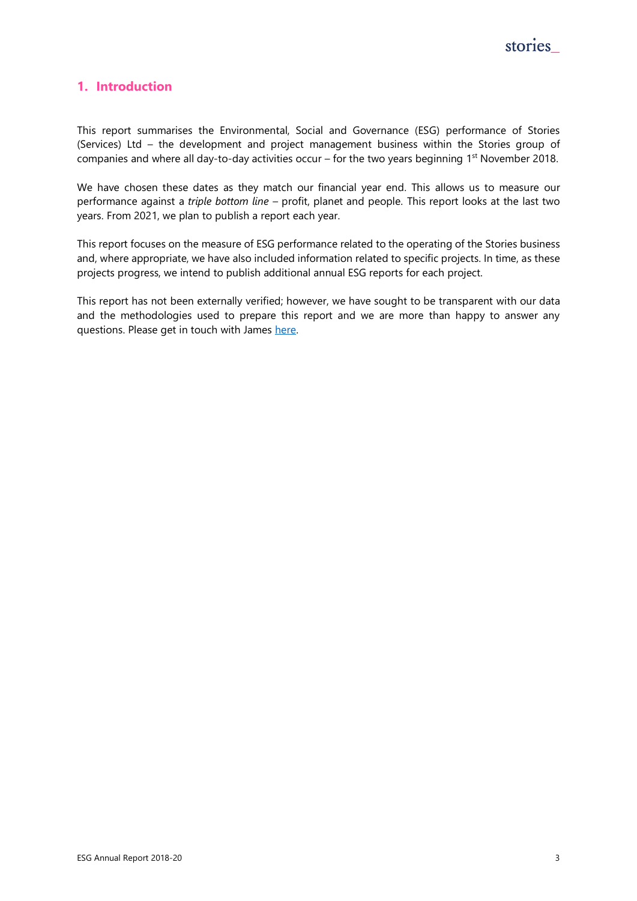## 1. Introduction

This report summarises the Environmental, Social and Governance (ESG) performance of Stories (Services) Ltd – the development and project management business within the Stories group of companies and where all day-to-day activities occur – for the two years beginning 1st November 2018.

We have chosen these dates as they match our financial year end. This allows us to measure our performance against a *triple bottom line* – profit, planet and people. This report looks at the last two years. From 2021, we plan to publish a report each year.

This report focuses on the measure of ESG performance related to the operating of the Stories business and, where appropriate, we have also included information related to specific projects. In time, as these projects progress, we intend to publish additional annual ESG reports for each project.

This report has not been externally verified; however, we have sought to be transparent with our data and the methodologies used to prepare this report and we are more than happy to answer any questions. Please get in touch with James here.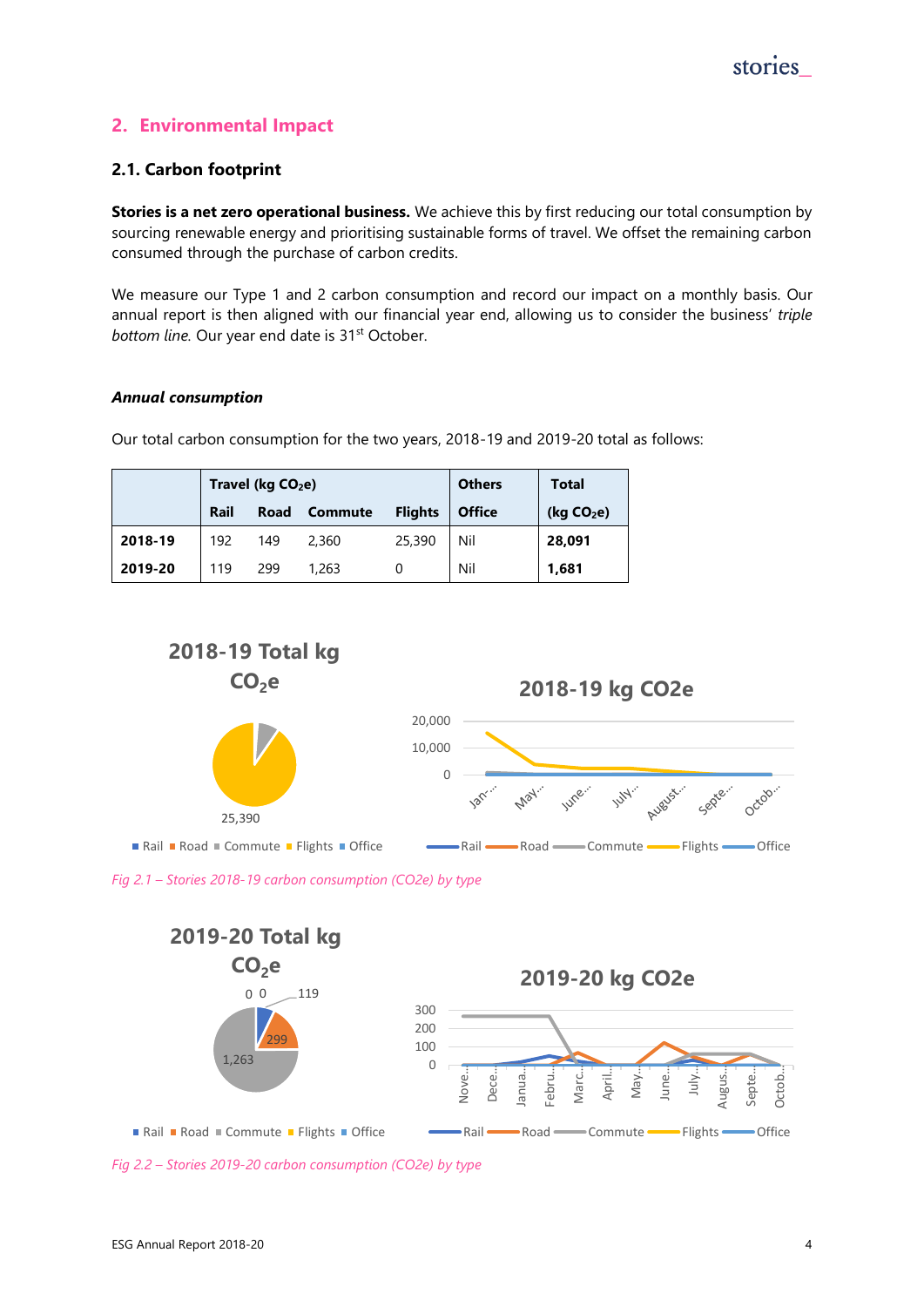## 2. Environmental Impact

### 2.1. Carbon footprint

**Stories is a net zero operational business.** We achieve this by first reducing our total consumption by sourcing renewable energy and prioritising sustainable forms of travel. We offset the remaining carbon consumed through the purchase of carbon credits.

We measure our Type 1 and 2 carbon consumption and record our impact on a monthly basis. Our annual report is then aligned with our financial year end, allowing us to consider the business' *triple bottom line.* Our year end date is 31st October.

#### *Annual consumption*

Our total carbon consumption for the two years, 2018-19 and 2019-20 total as follows:

| | Travel (kg $CO_2e$) | | | | Others | Total |
|---|---|---|---|---|---|---|
| | Rail | Road | Commute | Flights | Office | (kg $CO_2e$) |
| **2018-19** | 192 | 149 | 2,360 | 25,390 | Nil | **28,091** |
| **2019-20** | 119 | 299 | 1,263 | 0 | Nil | **1,681** |

*Fig 2.1 – Stories 2018-19 carbon consumption (CO2e) by type*

*Fig 2.2 – Stories 2019-20 carbon consumption (CO2e) by type*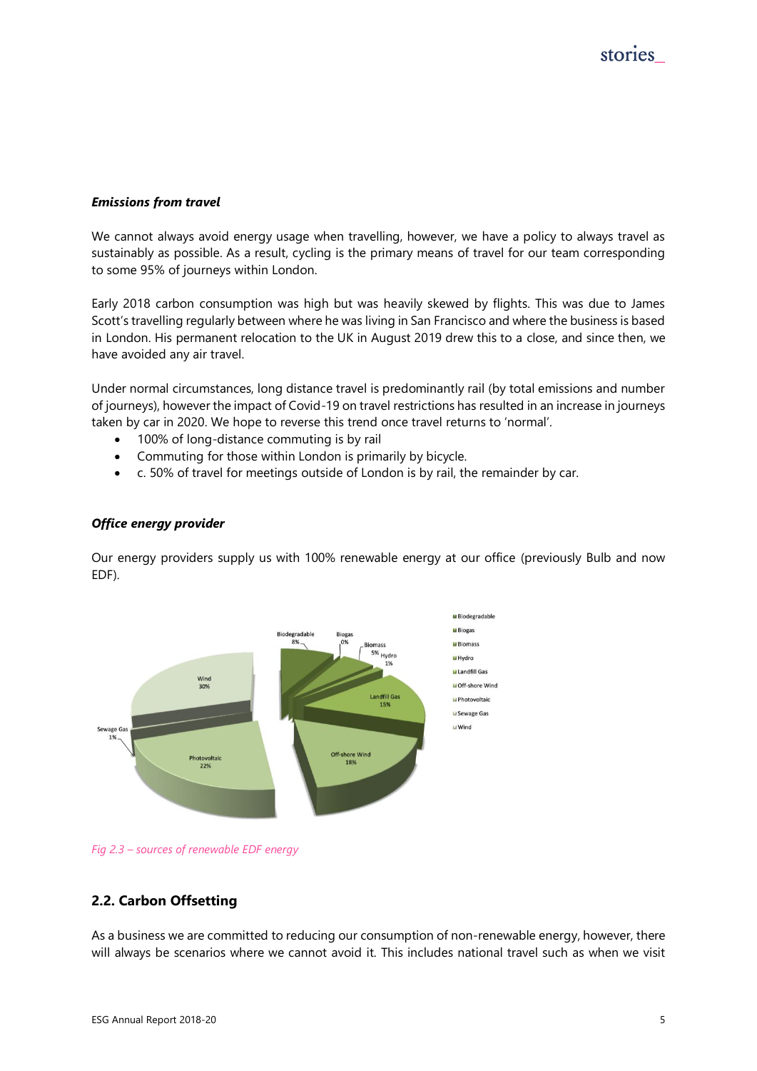***Emissions from travel***

We cannot always avoid energy usage when travelling, however, we have a policy to always travel as sustainably as possible. As a result, cycling is the primary means of travel for our team corresponding to some 95% of journeys within London.

Early 2018 carbon consumption was high but was heavily skewed by flights. This was due to James Scott's travelling regularly between where he was living in San Francisco and where the business is based in London. His permanent relocation to the UK in August 2019 drew this to a close, and since then, we have avoided any air travel.

Under normal circumstances, long distance travel is predominantly rail (by total emissions and number of journeys), however the impact of Covid-19 on travel restrictions has resulted in an increase in journeys taken by car in 2020. We hope to reverse this trend once travel returns to 'normal'.

- 100% of long-distance commuting is by rail
- Commuting for those within London is primarily by bicycle.
- c. 50% of travel for meetings outside of London is by rail, the remainder by car.

***Office energy provider***

Our energy providers supply us with 100% renewable energy at our office (previously Bulb and now EDF).

*Fig 2.3 – sources of renewable EDF energy*

## 2.2. Carbon Offsetting

As a business we are committed to reducing our consumption of non-renewable energy, however, there will always be scenarios where we cannot avoid it. This includes national travel such as when we visit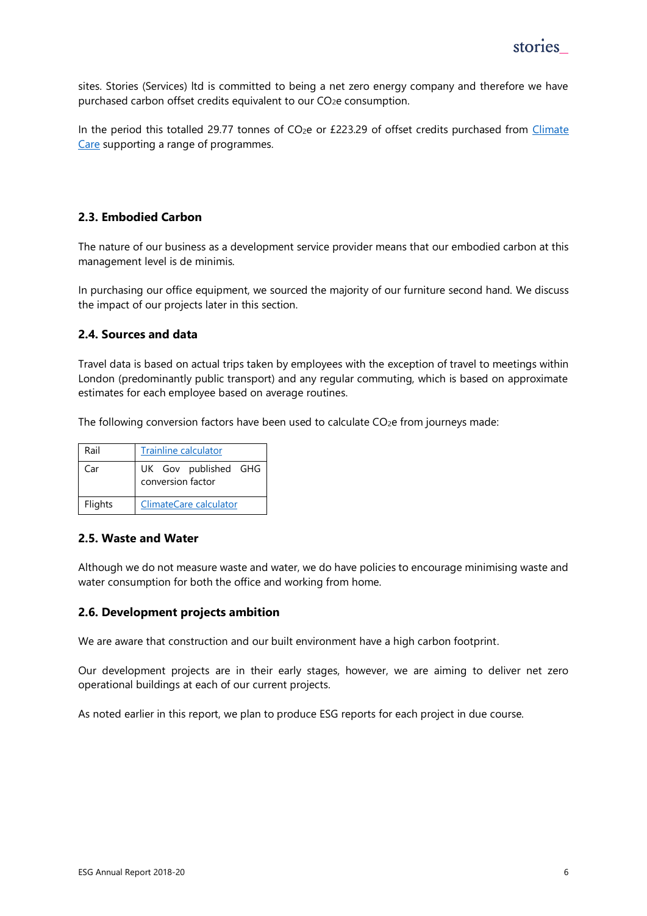sites. Stories (Services) ltd is committed to being a net zero energy company and therefore we have purchased carbon offset credits equivalent to our $CO_2e$ consumption.

In the period this totalled 29.77 tonnes of $CO_2e$ or £223.29 of offset credits purchased from [Climate Care] supporting a range of programmes.

### 2.3. Embodied Carbon

The nature of our business as a development service provider means that our embodied carbon at this management level is de minimis.

In purchasing our office equipment, we sourced the majority of our furniture second hand. We discuss the impact of our projects later in this section.

### 2.4. Sources and data

Travel data is based on actual trips taken by employees with the exception of travel to meetings within London (predominantly public transport) and any regular commuting, which is based on approximate estimates for each employee based on average routines.

The following conversion factors have been used to calculate $CO_2e$ from journeys made:

| | |
|---|---|
| Rail | Trainline calculator |
| Car | UK Gov published GHG conversion factor |
| Flights | ClimateCare calculator |

### 2.5. Waste and Water

Although we do not measure waste and water, we do have policies to encourage minimising waste and water consumption for both the office and working from home.

### 2.6. Development projects ambition

We are aware that construction and our built environment have a high carbon footprint.

Our development projects are in their early stages, however, we are aiming to deliver net zero operational buildings at each of our current projects.

As noted earlier in this report, we plan to produce ESG reports for each project in due course.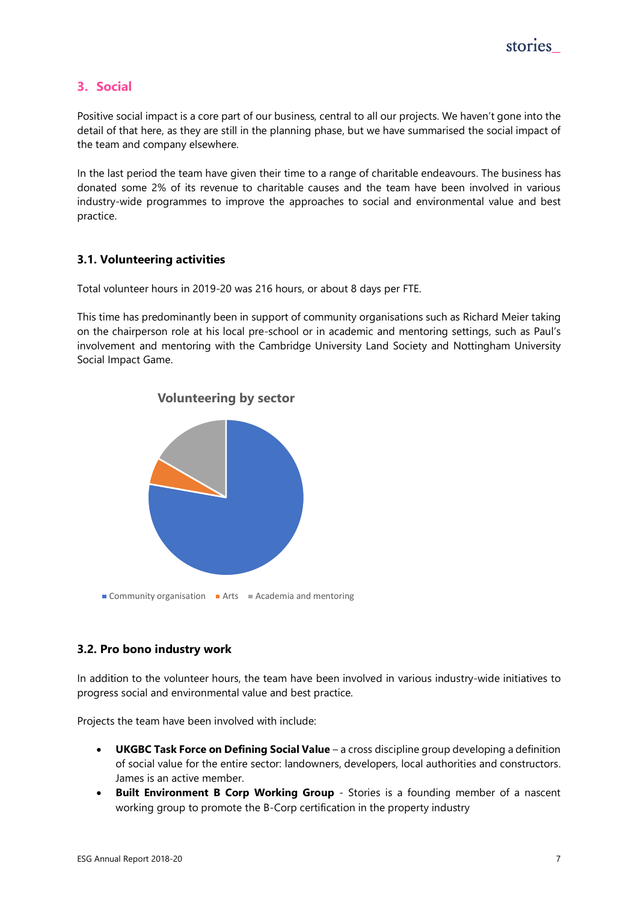## 3. Social

Positive social impact is a core part of our business, central to all our projects. We haven't gone into the detail of that here, as they are still in the planning phase, but we have summarised the social impact of the team and company elsewhere.

In the last period the team have given their time to a range of charitable endeavours. The business has donated some 2% of its revenue to charitable causes and the team have been involved in various industry-wide programmes to improve the approaches to social and environmental value and best practice.

### 3.1. Volunteering activities

Total volunteer hours in 2019-20 was 216 hours, or about 8 days per FTE.

This time has predominantly been in support of community organisations such as Richard Meier taking on the chairperson role at his local pre-school or in academic and mentoring settings, such as Paul's involvement and mentoring with the Cambridge University Land Society and Nottingham University Social Impact Game.

**Volunteering by sector**

Community organisation | Arts | Academia and mentoring

### 3.2. Pro bono industry work

In addition to the volunteer hours, the team have been involved in various industry-wide initiatives to progress social and environmental value and best practice.

Projects the team have been involved with include:

- **UKGBC Task Force on Defining Social Value** – a cross discipline group developing a definition of social value for the entire sector: landowners, developers, local authorities and constructors. James is an active member.
- **Built Environment B Corp Working Group** - Stories is a founding member of a nascent working group to promote the B-Corp certification in the property industry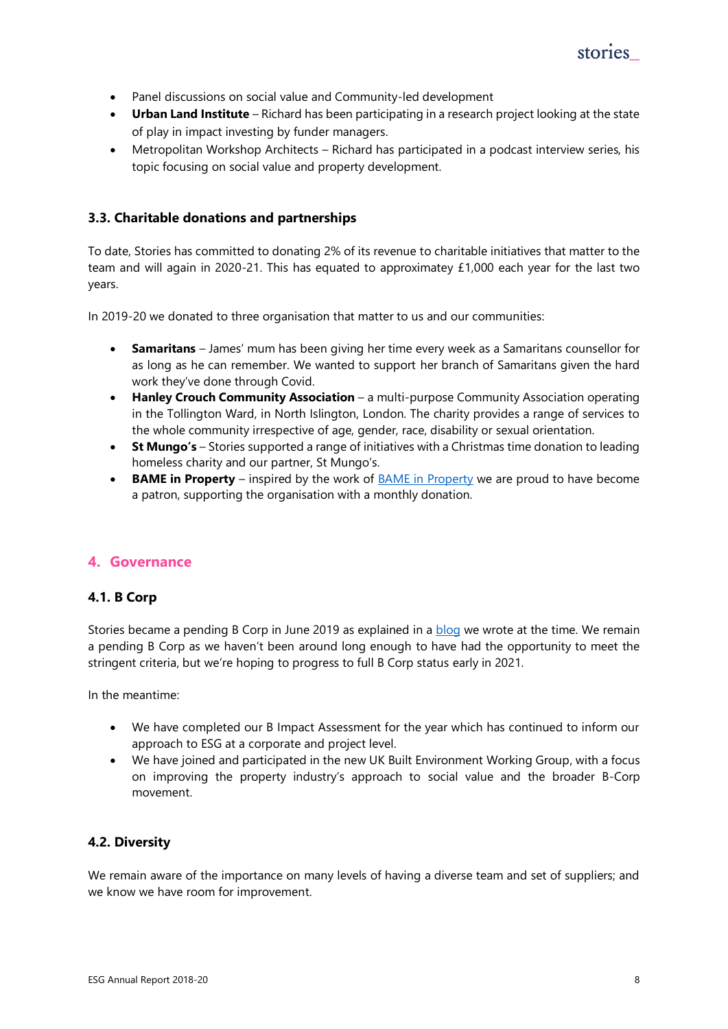- Panel discussions on social value and Community-led development
- **Urban Land Institute** – Richard has been participating in a research project looking at the state of play in impact investing by funder managers.
- Metropolitan Workshop Architects – Richard has participated in a podcast interview series, his topic focusing on social value and property development.

### 3.3. Charitable donations and partnerships

To date, Stories has committed to donating 2% of its revenue to charitable initiatives that matter to the team and will again in 2020-21. This has equated to approximatey £1,000 each year for the last two years.

In 2019-20 we donated to three organisation that matter to us and our communities:

- **Samaritans** – James' mum has been giving her time every week as a Samaritans counsellor for as long as he can remember. We wanted to support her branch of Samaritans given the hard work they've done through Covid.
- **Hanley Crouch Community Association** – a multi-purpose Community Association operating in the Tollington Ward, in North Islington, London. The charity provides a range of services to the whole community irrespective of age, gender, race, disability or sexual orientation.
- **St Mungo's** – Stories supported a range of initiatives with a Christmas time donation to leading homeless charity and our partner, St Mungo's.
- **BAME in Property** – inspired by the work of BAME in Property we are proud to have become a patron, supporting the organisation with a monthly donation.

## 4. Governance

### 4.1. B Corp

Stories became a pending B Corp in June 2019 as explained in a blog we wrote at the time. We remain a pending B Corp as we haven't been around long enough to have had the opportunity to meet the stringent criteria, but we're hoping to progress to full B Corp status early in 2021.

In the meantime:

- We have completed our B Impact Assessment for the year which has continued to inform our approach to ESG at a corporate and project level.
- We have joined and participated in the new UK Built Environment Working Group, with a focus on improving the property industry's approach to social value and the broader B-Corp movement.

### 4.2. Diversity

We remain aware of the importance on many levels of having a diverse team and set of suppliers; and we know we have room for improvement.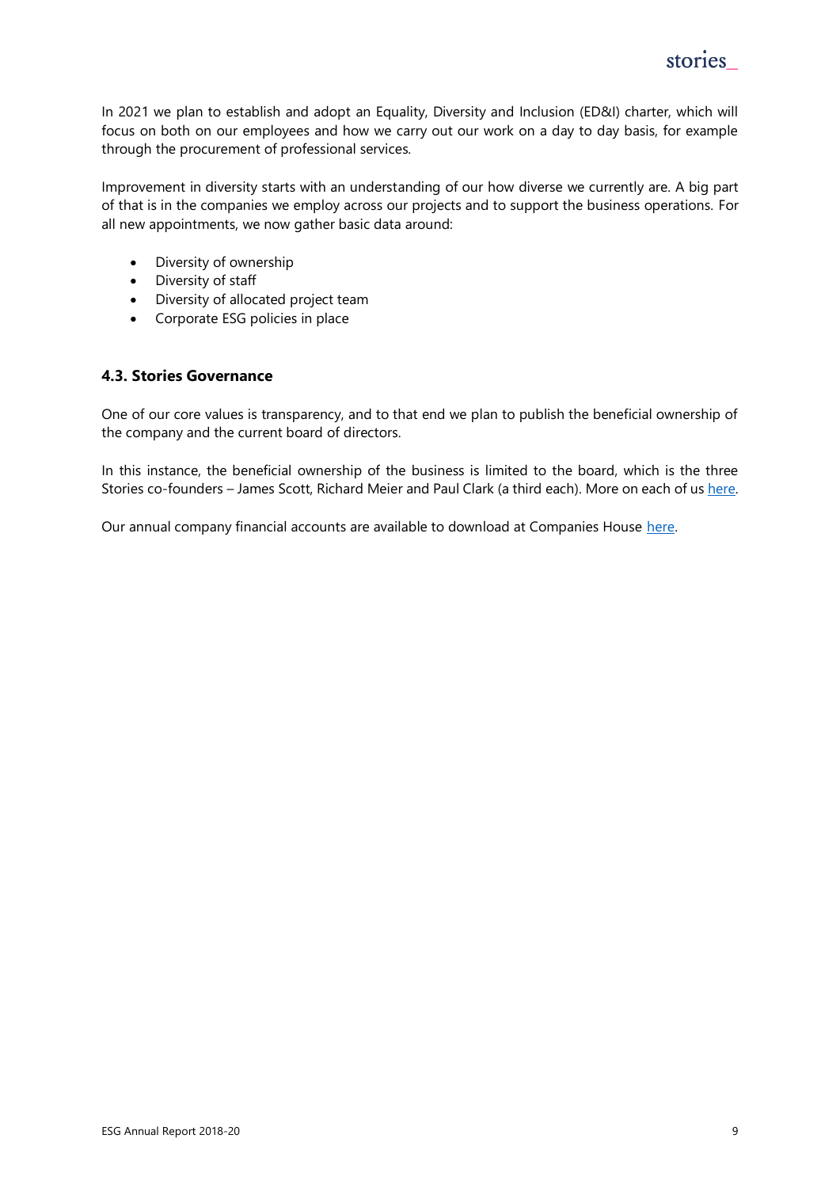In 2021 we plan to establish and adopt an Equality, Diversity and Inclusion (ED&I) charter, which will focus on both on our employees and how we carry out our work on a day to day basis, for example through the procurement of professional services.

Improvement in diversity starts with an understanding of our how diverse we currently are. A big part of that is in the companies we employ across our projects and to support the business operations. For all new appointments, we now gather basic data around:

- Diversity of ownership
- Diversity of staff
- Diversity of allocated project team
- Corporate ESG policies in place

### 4.3. Stories Governance

One of our core values is transparency, and to that end we plan to publish the beneficial ownership of the company and the current board of directors.

In this instance, the beneficial ownership of the business is limited to the board, which is the three Stories co-founders – James Scott, Richard Meier and Paul Clark (a third each). More on each of us here.

Our annual company financial accounts are available to download at Companies House here.